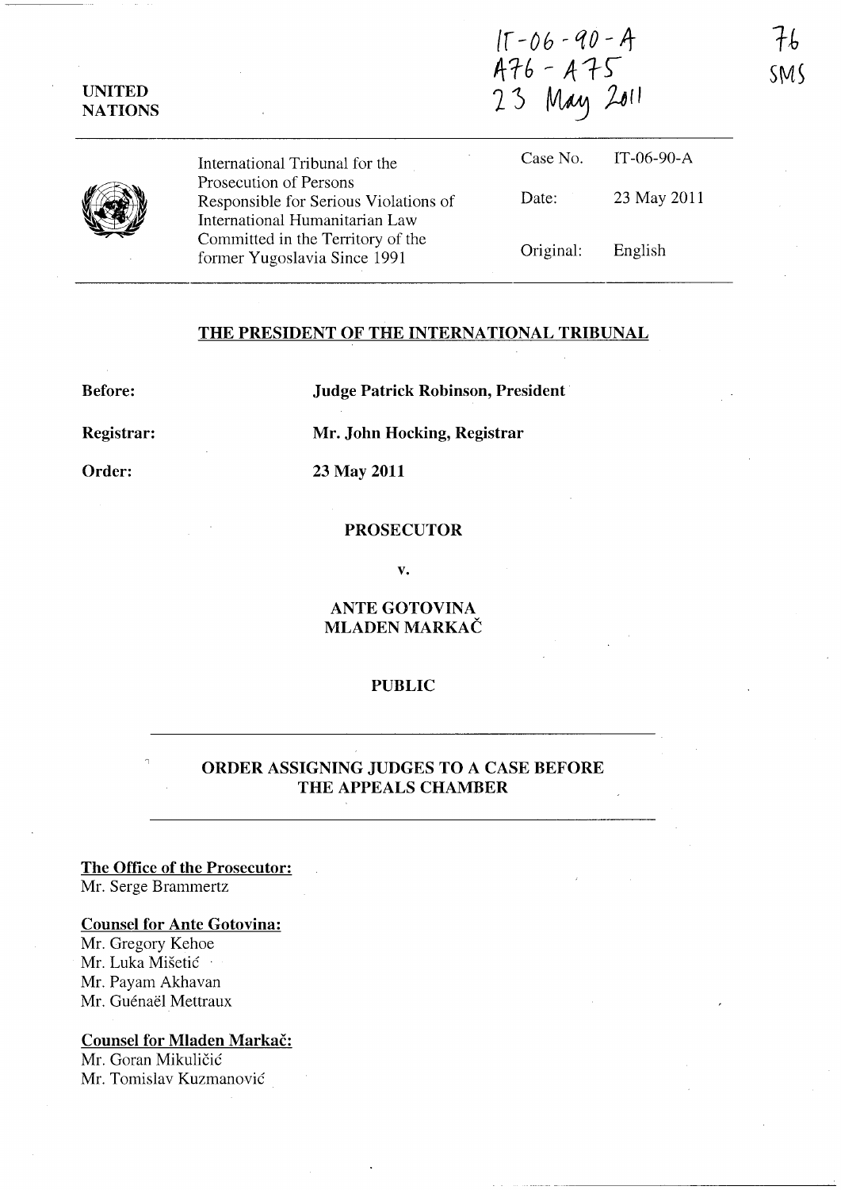IT-06-90-A
A76 - A75
23 May 2011

76
SMS

UNITED NATIONS

International Tribunal for the Prosecution of Persons Responsible for Serious Violations of International Humanitarian Law Committed in the Territory of the former Yugoslavia Since 1991

| | |
|---|---|
| Case No. | IT-06-90-A |
| Date: | 23 May 2011 |
| Original: | English |

## THE PRESIDENT OF THE INTERNATIONAL TRIBUNAL

**Before:** **Judge Patrick Robinson, President**

**Registrar:** **Mr. John Hocking, Registrar**

**Order:** **23 May 2011**

**PROSECUTOR**

**v.**

**ANTE GOTOVINA**
**MLADEN MARKAČ**

**PUBLIC**

## ORDER ASSIGNING JUDGES TO A CASE BEFORE THE APPEALS CHAMBER

**The Office of the Prosecutor:**
Mr. Serge Brammertz

**Counsel for Ante Gotovina:**
Mr. Gregory Kehoe
Mr. Luka Mišetić
Mr. Payam Akhavan
Mr. Guénaël Mettraux

**Counsel for Mladen Markač:**
Mr. Goran Mikuličić
Mr. Tomislav Kuzmanović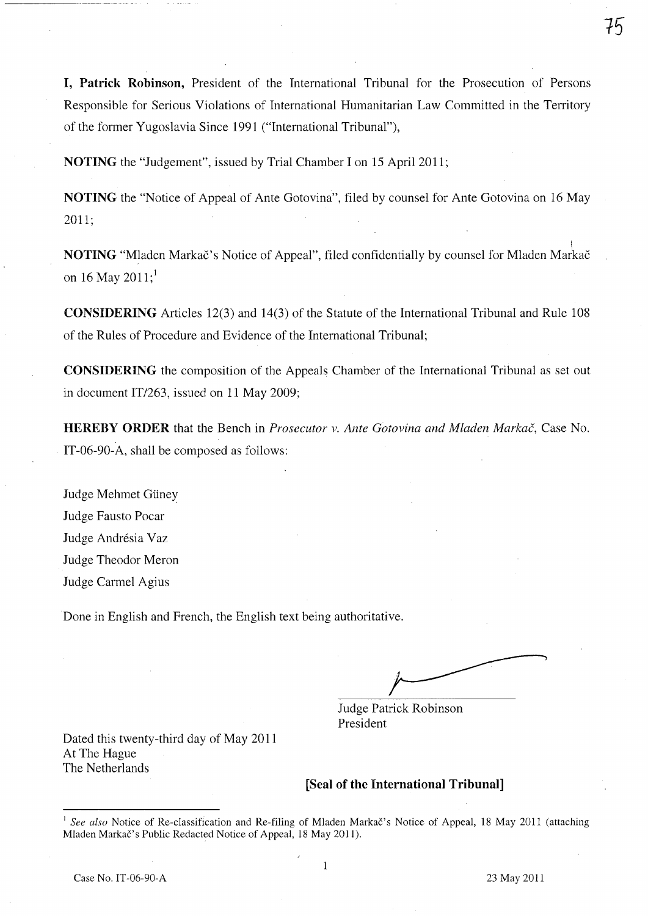**I, Patrick Robinson,** President of the International Tribunal for the Prosecution of Persons Responsible for Serious Violations of International Humanitarian Law Committed in the Territory of the former Yugoslavia Since 1991 ("International Tribunal"),

**NOTING** the "Judgement", issued by Trial Chamber I on 15 April 2011;

**NOTING** the "Notice of Appeal of Ante Gotovina", filed by counsel for Ante Gotovina on 16 May 2011;

**NOTING** "Mladen Markač's Notice of Appeal", filed confidentially by counsel for Mladen Markač on 16 May 2011;[1]

**CONSIDERING** Articles 12(3) and 14(3) of the Statute of the International Tribunal and Rule 108 of the Rules of Procedure and Evidence of the International Tribunal;

**CONSIDERING** the composition of the Appeals Chamber of the International Tribunal as set out in document IT/263, issued on 11 May 2009;

**HEREBY ORDER** that the Bench in *Prosecutor v. Ante Gotovina and Mladen Markač*, Case No. IT-06-90-A, shall be composed as follows:

Judge Mehmet Güney
Judge Fausto Pocar
Judge Andrésia Vaz
Judge Theodor Meron
Judge Carmel Agius

Done in English and French, the English text being authoritative.

Judge Patrick Robinson
President

Dated this twenty-third day of May 2011
At The Hague
The Netherlands

**[Seal of the International Tribunal]**

[1] *See also* Notice of Re-classification and Re-filing of Mladen Markač's Notice of Appeal, 18 May 2011 (attaching Mladen Markač's Public Redacted Notice of Appeal, 18 May 2011).